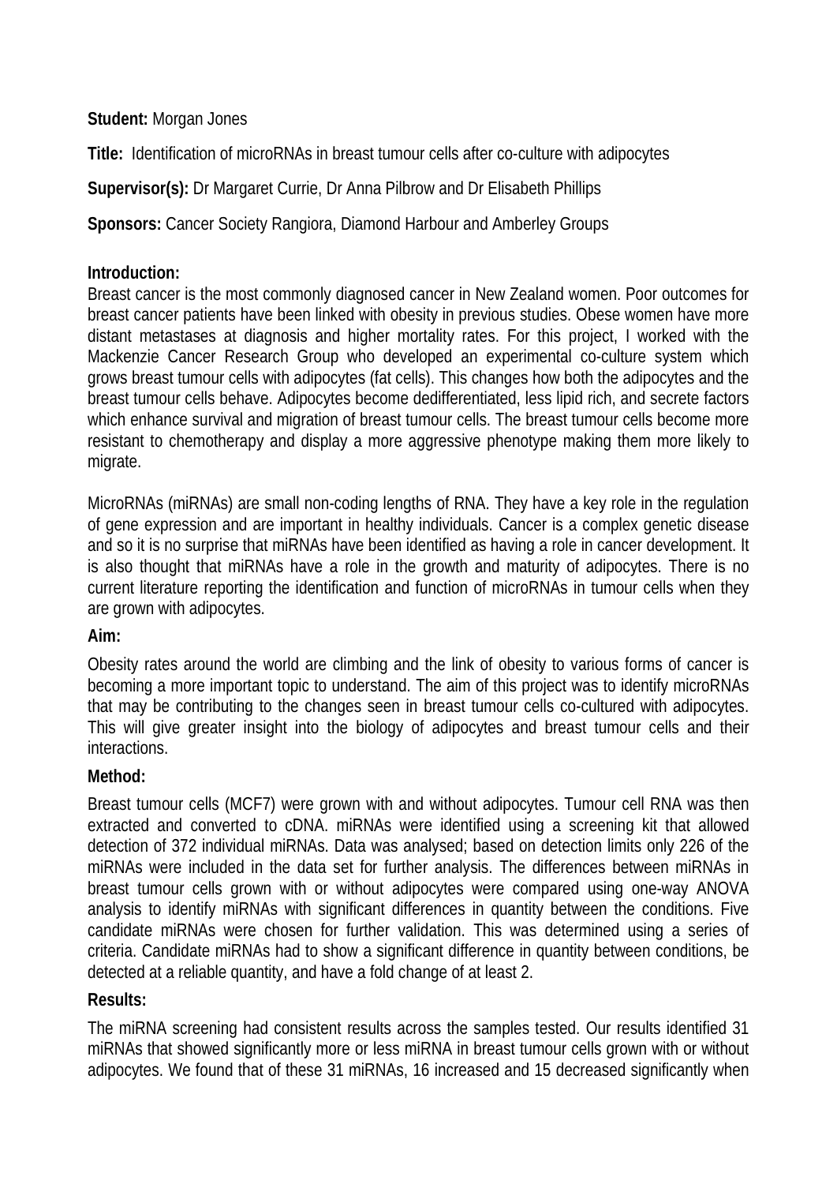**Student:** Morgan Jones

**Title:** Identification of microRNAs in breast tumour cells after co-culture with adipocytes

**Supervisor(s):** Dr Margaret Currie, Dr Anna Pilbrow and Dr Elisabeth Phillips

**Sponsors:** Cancer Society Rangiora, Diamond Harbour and Amberley Groups

**Introduction:**

Breast cancer is the most commonly diagnosed cancer in New Zealand women. Poor outcomes for breast cancer patients have been linked with obesity in previous studies. Obese women have more distant metastases at diagnosis and higher mortality rates. For this project, I worked with the Mackenzie Cancer Research Group who developed an experimental co-culture system which grows breast tumour cells with adipocytes (fat cells). This changes how both the adipocytes and the breast tumour cells behave. Adipocytes become dedifferentiated, less lipid rich, and secrete factors which enhance survival and migration of breast tumour cells. The breast tumour cells become more resistant to chemotherapy and display a more aggressive phenotype making them more likely to migrate.

MicroRNAs (miRNAs) are small non-coding lengths of RNA. They have a key role in the regulation of gene expression and are important in healthy individuals. Cancer is a complex genetic disease and so it is no surprise that miRNAs have been identified as having a role in cancer development. It is also thought that miRNAs have a role in the growth and maturity of adipocytes. There is no current literature reporting the identification and function of microRNAs in tumour cells when they are grown with adipocytes.

**Aim:**

Obesity rates around the world are climbing and the link of obesity to various forms of cancer is becoming a more important topic to understand. The aim of this project was to identify microRNAs that may be contributing to the changes seen in breast tumour cells co-cultured with adipocytes. This will give greater insight into the biology of adipocytes and breast tumour cells and their interactions.

**Method:**

Breast tumour cells (MCF7) were grown with and without adipocytes. Tumour cell RNA was then extracted and converted to cDNA. miRNAs were identified using a screening kit that allowed detection of 372 individual miRNAs. Data was analysed; based on detection limits only 226 of the miRNAs were included in the data set for further analysis. The differences between miRNAs in breast tumour cells grown with or without adipocytes were compared using one-way ANOVA analysis to identify miRNAs with significant differences in quantity between the conditions. Five candidate miRNAs were chosen for further validation. This was determined using a series of criteria. Candidate miRNAs had to show a significant difference in quantity between conditions, be detected at a reliable quantity, and have a fold change of at least 2.

**Results:**

The miRNA screening had consistent results across the samples tested. Our results identified 31 miRNAs that showed significantly more or less miRNA in breast tumour cells grown with or without adipocytes. We found that of these 31 miRNAs, 16 increased and 15 decreased significantly when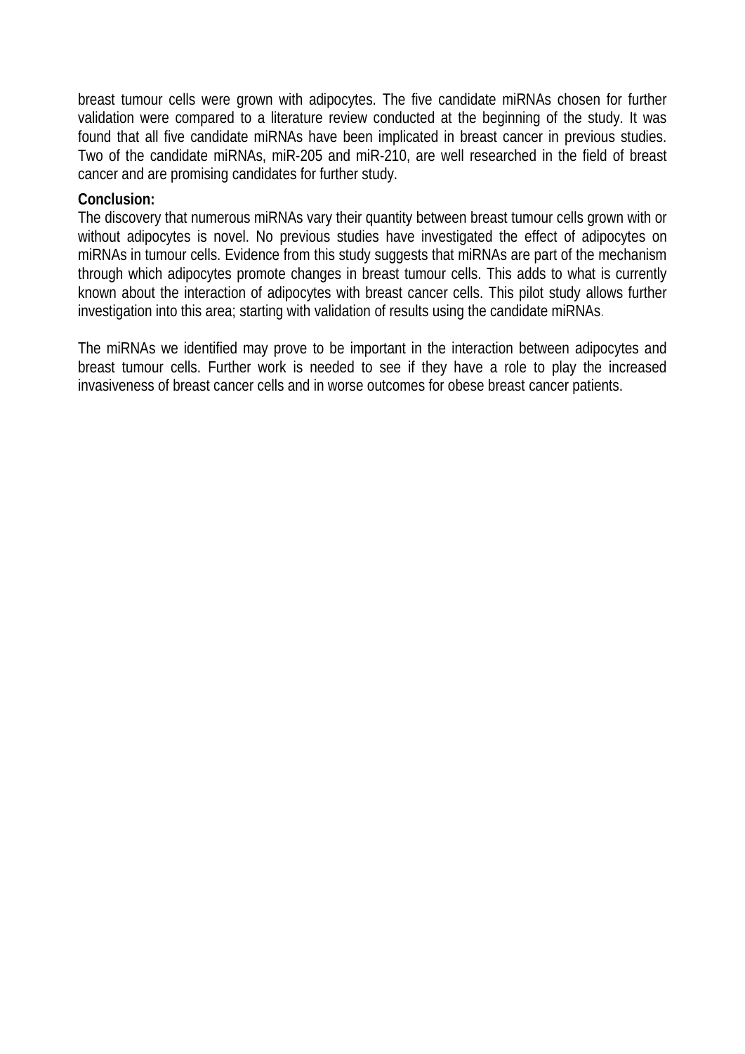breast tumour cells were grown with adipocytes. The five candidate miRNAs chosen for further validation were compared to a literature review conducted at the beginning of the study. It was found that all five candidate miRNAs have been implicated in breast cancer in previous studies. Two of the candidate miRNAs, miR-205 and miR-210, are well researched in the field of breast cancer and are promising candidates for further study.

**Conclusion:**
The discovery that numerous miRNAs vary their quantity between breast tumour cells grown with or without adipocytes is novel. No previous studies have investigated the effect of adipocytes on miRNAs in tumour cells. Evidence from this study suggests that miRNAs are part of the mechanism through which adipocytes promote changes in breast tumour cells. This adds to what is currently known about the interaction of adipocytes with breast cancer cells. This pilot study allows further investigation into this area; starting with validation of results using the candidate miRNAs.

The miRNAs we identified may prove to be important in the interaction between adipocytes and breast tumour cells. Further work is needed to see if they have a role to play the increased invasiveness of breast cancer cells and in worse outcomes for obese breast cancer patients.